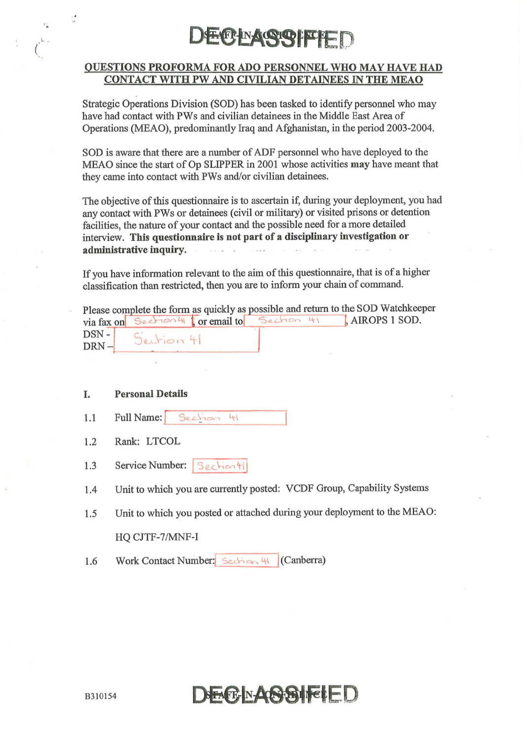## QUESTIONS PROFORMA FOR ADO PERSONNEL WHO MAY HAVE HAD CONTACT WITH PW AND CIVILIAN DETAINEES IN THE MEAO

Strategic Operations Division (SOD) has been tasked to identify personnel who may have had contact with PWs and civilian detainees in the Middle East Area of Operations (MEAO), predominantly Iraq and Afghanistan, in the period 2003-2004.

SOD is aware that there are a number of ADF personnel who have deployed to the MEAO since the start of Op SLIPPER in 2001 whose activities **may** have meant that they came into contact with PWs and/or civilian detainees.

The objective of this questionnaire is to ascertain if, during your deployment, you had any contact with PWs or detainees (civil or military) or visited prisons or detention facilities, the nature of your contact and the possible need for a more detailed interview. **This questionnaire is not part of a disciplinary investigation or administrative inquiry.**

If you have information relevant to the aim of this questionnaire, that is of a higher classification than restricted, then you are to inform your chain of command.

Please complete the form as quickly as possible and return to the SOD Watchkeeper via fax on Section 41, or email to Section 41, AIROPS 1 SOD.

DSN - Section 41
DRN –

### I. Personal Details

1.1 Full Name: Section 41

1.2 Rank: LTCOL

1.3 Service Number: Section 41

1.4 Unit to which you are currently posted: VCDF Group, Capability Systems

1.5 Unit to which you posted or attached during your deployment to the MEAO:

HQ CJTF-7/MNF-I

1.6 Work Contact Number: Section 41 (Canberra)

B310154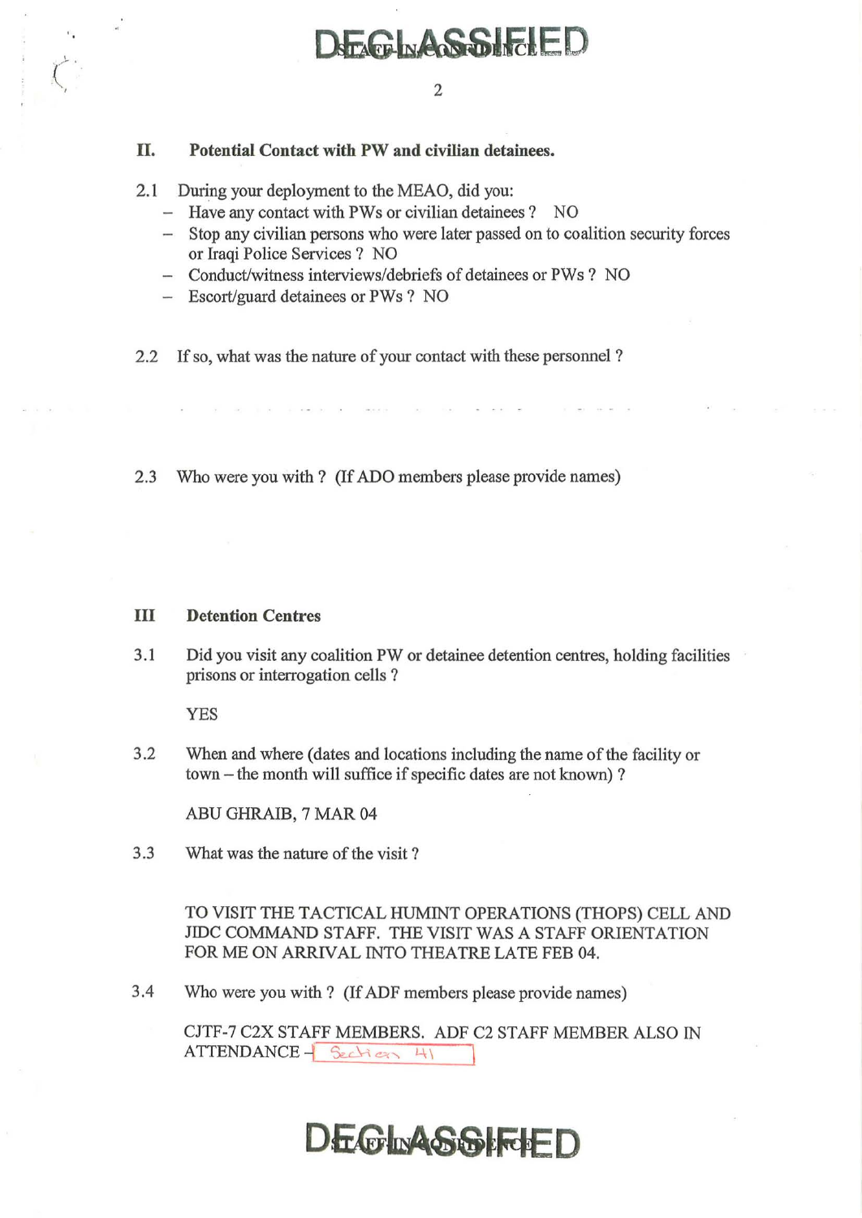## II. Potential Contact with PW and civilian detainees.

2.1 During your deployment to the MEAO, did you:

- Have any contact with PWs or civilian detainees ? NO
- Stop any civilian persons who were later passed on to coalition security forces or Iraqi Police Services ? NO
- Conduct/witness interviews/debriefs of detainees or PWs ? NO
- Escort/guard detainees or PWs ? NO

2.2 If so, what was the nature of your contact with these personnel ?

2.3 Who were you with ? (If ADO members please provide names)

## III Detention Centres

3.1 Did you visit any coalition PW or detainee detention centres, holding facilities prisons or interrogation cells ?

YES

3.2 When and where (dates and locations including the name of the facility or town – the month will suffice if specific dates are not known) ?

ABU GHRAIB, 7 MAR 04

3.3 What was the nature of the visit ?

TO VISIT THE TACTICAL HUMINT OPERATIONS (THOPS) CELL AND JIDC COMMAND STAFF. THE VISIT WAS A STAFF ORIENTATION FOR ME ON ARRIVAL INTO THEATRE LATE FEB 04.

3.4 Who were you with ? (If ADF members please provide names)

CJTF-7 C2X STAFF MEMBERS. ADF C2 STAFF MEMBER ALSO IN ATTENDANCE – Section 41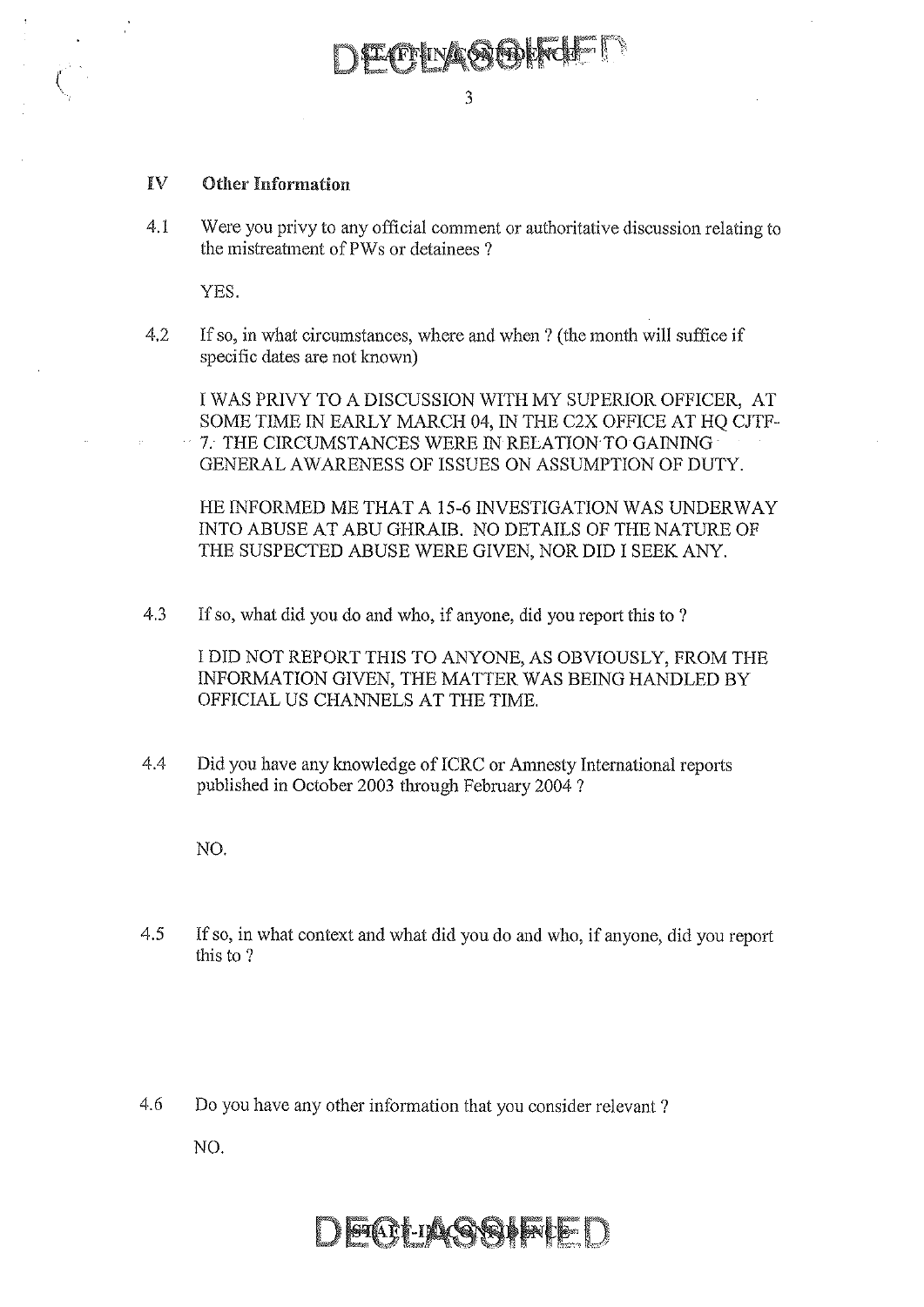## IV Other Information

4.1 Were you privy to any official comment or authoritative discussion relating to the mistreatment of PWs or detainees ?

YES.

4.2 If so, in what circumstances, where and when ? (the month will suffice if specific dates are not known)

I WAS PRIVY TO A DISCUSSION WITH MY SUPERIOR OFFICER, AT SOME TIME IN EARLY MARCH 04, IN THE C2X OFFICE AT HQ CJTF-7. THE CIRCUMSTANCES WERE IN RELATION TO GAINING GENERAL AWARENESS OF ISSUES ON ASSUMPTION OF DUTY.

HE INFORMED ME THAT A 15-6 INVESTIGATION WAS UNDERWAY INTO ABUSE AT ABU GHRAIB. NO DETAILS OF THE NATURE OF THE SUSPECTED ABUSE WERE GIVEN, NOR DID I SEEK ANY.

4.3 If so, what did you do and who, if anyone, did you report this to ?

I DID NOT REPORT THIS TO ANYONE, AS OBVIOUSLY, FROM THE INFORMATION GIVEN, THE MATTER WAS BEING HANDLED BY OFFICIAL US CHANNELS AT THE TIME.

4.4 Did you have any knowledge of ICRC or Amnesty International reports published in October 2003 through February 2004 ?

NO.

4.5 If so, in what context and what did you do and who, if anyone, did you report this to ?

4.6 Do you have any other information that you consider relevant ?

NO.